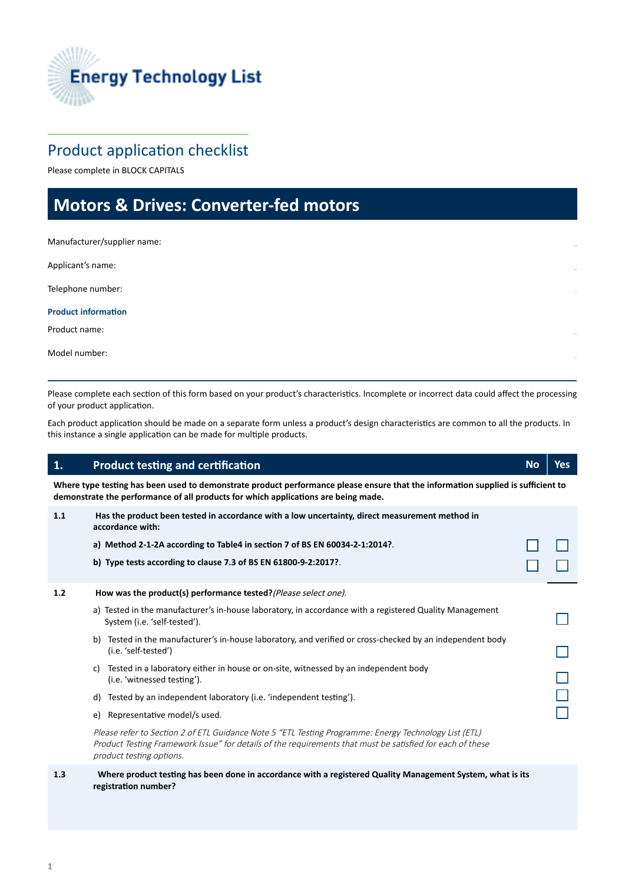# Energy Technology List

## Product application checklist

Please complete in BLOCK CAPITALS

# Motors & Drives: Converter-fed motors

Manufacturer/supplier name:

Applicant's name:

Telephone number:

**Product information**

Product name:

Model number:

Please complete each section of this form based on your product's characteristics. Incomplete or incorrect data could affect the processing of your product application.

Each product application should be made on a separate form unless a product's design characteristics are common to all the products. In this instance a single application can be made for multiple products.

| **1.** | **Product testing and certification** | **No** | **Yes** |
|---|---|---|---|
| | **Where type testing has been used to demonstrate product performance please ensure that the information supplied is sufficient to demonstrate the performance of all products for which applications are being made.** | | |
| **1.1** | **Has the product been tested in accordance with a low uncertainty, direct measurement method in accordance with:** | | |
| | **a) Method 2-1-2A according to Table4 in section 7 of BS EN 60034-2-1:2014?**. | ☐ | ☐ |
| | **b) Type tests according to clause 7.3 of BS EN 61800-9-2:2017?**. | ☐ | ☐ |
| **1.2** | **How was the product(s) performance tested?** *(Please select one).* | | |
| | a) Tested in the manufacturer's in-house laboratory, in accordance with a registered Quality Management System (i.e. 'self-tested'). | | ☐ |
| | b) Tested in the manufacturer's in-house laboratory, and verified or cross-checked by an independent body (i.e. 'self-tested') | | ☐ |
| | c) Tested in a laboratory either in house or on-site, witnessed by an independent body (i.e. 'witnessed testing'). | | ☐ |
| | d) Tested by an independent laboratory (i.e. 'independent testing'). | | ☐ |
| | e) Representative model/s used. | | ☐ |
| | *Please refer to Section 2 of ETL Guidance Note 5 "ETL Testing Programme: Energy Technology List (ETL) Product Testing Framework Issue" for details of the requirements that must be satisfied for each of these product testing options.* | | |
| **1.3** | **Where product testing has been done in accordance with a registered Quality Management System, what is its registration number?** | | |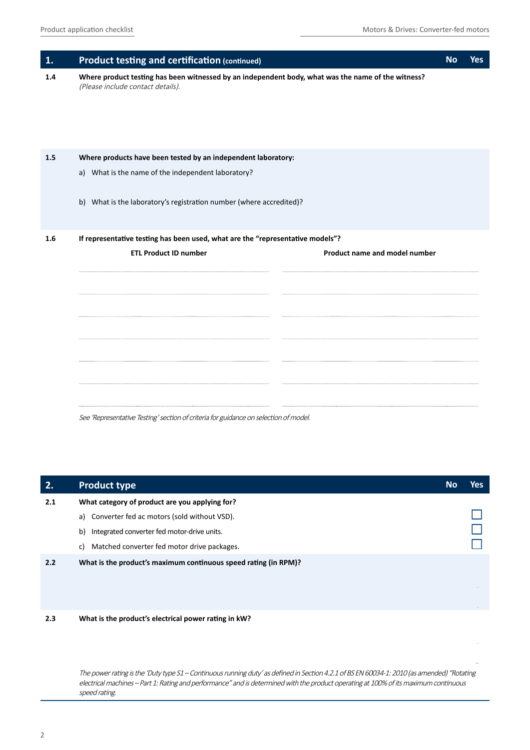## 1. Product testing and certification (continued)

| | | No | Yes |
|---|---|---|---|

**1.4** **Where product testing has been witnessed by an independent body, what was the name of the witness?**
*(Please include contact details).*

**1.5** **Where products have been tested by an independent laboratory:**

a) What is the name of the independent laboratory?

b) What is the laboratory's registration number (where accredited)?

**1.6** **If representative testing has been used, what are the "representative models"?**

| ETL Product ID number | Product name and model number |
|---|---|
| | |
| | |
| | |
| | |
| | |
| | |
| | |

*See 'Representative Testing' section of criteria for guidance on selection of model.*

## 2. Product type

| | | No | Yes |
|---|---|---|---|
| **2.1** | **What category of product are you applying for?** | | |
| | a) Converter fed ac motors (sold without VSD). | | ☐ |
| | b) Integrated converter fed motor-drive units. | | ☐ |
| | c) Matched converter fed motor drive packages. | | ☐ |

**2.2** **What is the product's maximum continuous speed rating (in RPM)?**

**2.3** **What is the product's electrical power rating in kW?**

*The power rating is the 'Duty type S1 – Continuous running duty' as defined in Section 4.2.1 of BS EN 60034-1: 2010 (as amended) "Rotating electrical machines – Part 1: Rating and performance" and is determined with the product operating at 100% of its maximum continuous speed rating.*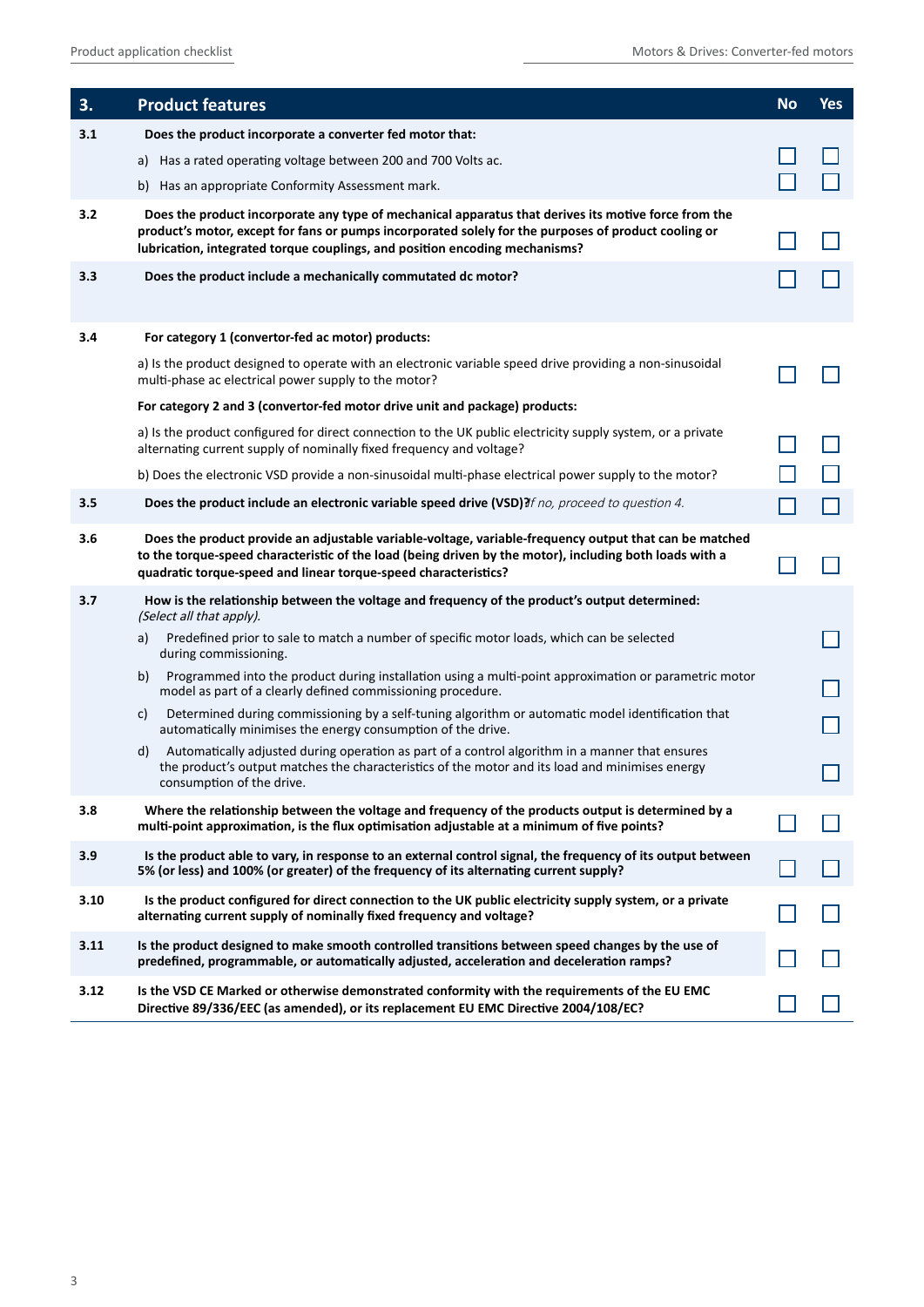| 3. | Product features | No | Yes |
|---|---|---|---|
| 3.1 | **Does the product incorporate a converter fed motor that:** | | |
| | a) Has a rated operating voltage between 200 and 700 Volts ac. | ☐ | ☐ |
| | b) Has an appropriate Conformity Assessment mark. | ☐ | ☐ |
| 3.2 | **Does the product incorporate any type of mechanical apparatus that derives its motive force from the product's motor, except for fans or pumps incorporated solely for the purposes of product cooling or lubrication, integrated torque couplings, and position encoding mechanisms?** | ☐ | ☐ |
| 3.3 | **Does the product include a mechanically commutated dc motor?** | ☐ | ☐ |
| 3.4 | **For category 1 (convertor-fed ac motor) products:** | | |
| | a) Is the product designed to operate with an electronic variable speed drive providing a non-sinusoidal multi-phase ac electrical power supply to the motor? | ☐ | ☐ |
| | **For category 2 and 3 (convertor-fed motor drive unit and package) products:** | | |
| | a) Is the product configured for direct connection to the UK public electricity supply system, or a private alternating current supply of nominally fixed frequency and voltage? | ☐ | ☐ |
| | b) Does the electronic VSD provide a non-sinusoidal multi-phase electrical power supply to the motor? | ☐ | ☐ |
| 3.5 | **Does the product include an electronic variable speed drive (VSD)?** *If no, proceed to question 4.* | ☐ | ☐ |
| 3.6 | **Does the product provide an adjustable variable-voltage, variable-frequency output that can be matched to the torque-speed characteristic of the load (being driven by the motor), including both loads with a quadratic torque-speed and linear torque-speed characteristics?** | ☐ | ☐ |
| 3.7 | **How is the relationship between the voltage and frequency of the product's output determined:** *(Select all that apply).* | | |
| | a) Predefined prior to sale to match a number of specific motor loads, which can be selected during commissioning. | | ☐ |
| | b) Programmed into the product during installation using a multi-point approximation or parametric motor model as part of a clearly defined commissioning procedure. | | ☐ |
| | c) Determined during commissioning by a self-tuning algorithm or automatic model identification that automatically minimises the energy consumption of the drive. | | ☐ |
| | d) Automatically adjusted during operation as part of a control algorithm in a manner that ensures the product's output matches the characteristics of the motor and its load and minimises energy consumption of the drive. | | ☐ |
| 3.8 | **Where the relationship between the voltage and frequency of the products output is determined by a multi-point approximation, is the flux optimisation adjustable at a minimum of five points?** | ☐ | ☐ |
| 3.9 | **Is the product able to vary, in response to an external control signal, the frequency of its output between 5% (or less) and 100% (or greater) of the frequency of its alternating current supply?** | ☐ | ☐ |
| 3.10 | **Is the product configured for direct connection to the UK public electricity supply system, or a private alternating current supply of nominally fixed frequency and voltage?** | ☐ | ☐ |
| 3.11 | **Is the product designed to make smooth controlled transitions between speed changes by the use of predefined, programmable, or automatically adjusted, acceleration and deceleration ramps?** | ☐ | ☐ |
| 3.12 | **Is the VSD CE Marked or otherwise demonstrated conformity with the requirements of the EU EMC Directive 89/336/EEC (as amended), or its replacement EU EMC Directive 2004/108/EC?** | ☐ | ☐ |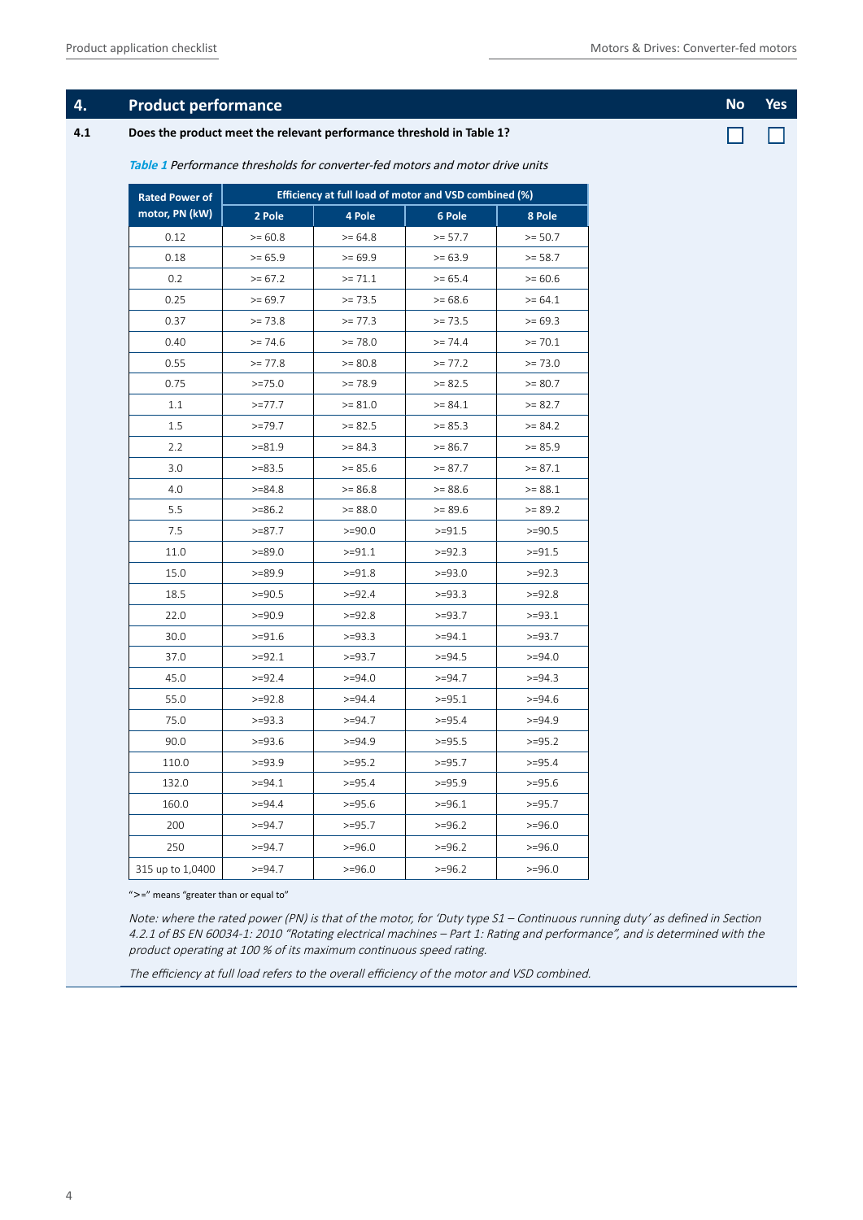## 4. Product performance

| | | No | Yes |
|---|---|---|---|
| **4.1** | **Does the product meet the relevant performance threshold in Table 1?** | ☐ | ☐ |

*Table 1 Performance thresholds for converter-fed motors and motor drive units*

| Rated Power of motor, PN (kW) | Efficiency at full load of motor and VSD combined (%) | | | |
|---|---|---|---|---|
| | 2 Pole | 4 Pole | 6 Pole | 8 Pole |
| 0.12 | >= 60.8 | >= 64.8 | >= 57.7 | >= 50.7 |
| 0.18 | >= 65.9 | >= 69.9 | >= 63.9 | >= 58.7 |
| 0.2 | >= 67.2 | >= 71.1 | >= 65.4 | >= 60.6 |
| 0.25 | >= 69.7 | >= 73.5 | >= 68.6 | >= 64.1 |
| 0.37 | >= 73.8 | >= 77.3 | >= 73.5 | >= 69.3 |
| 0.40 | >= 74.6 | >= 78.0 | >= 74.4 | >= 70.1 |
| 0.55 | >= 77.8 | >= 80.8 | >= 77.2 | >= 73.0 |
| 0.75 | >=75.0 | >= 78.9 | >= 82.5 | >= 80.7 |
| 1.1 | >=77.7 | >= 81.0 | >= 84.1 | >= 82.7 |
| 1.5 | >=79.7 | >= 82.5 | >= 85.3 | >= 84.2 |
| 2.2 | >=81.9 | >= 84.3 | >= 86.7 | >= 85.9 |
| 3.0 | >=83.5 | >= 85.6 | >= 87.7 | >= 87.1 |
| 4.0 | >=84.8 | >= 86.8 | >= 88.6 | >= 88.1 |
| 5.5 | >=86.2 | >= 88.0 | >= 89.6 | >= 89.2 |
| 7.5 | >=87.7 | >=90.0 | >=91.5 | >=90.5 |
| 11.0 | >=89.0 | >=91.1 | >=92.3 | >=91.5 |
| 15.0 | >=89.9 | >=91.8 | >=93.0 | >=92.3 |
| 18.5 | >=90.5 | >=92.4 | >=93.3 | >=92.8 |
| 22.0 | >=90.9 | >=92.8 | >=93.7 | >=93.1 |
| 30.0 | >=91.6 | >=93.3 | >=94.1 | >=93.7 |
| 37.0 | >=92.1 | >=93.7 | >=94.5 | >=94.0 |
| 45.0 | >=92.4 | >=94.0 | >=94.7 | >=94.3 |
| 55.0 | >=92.8 | >=94.4 | >=95.1 | >=94.6 |
| 75.0 | >=93.3 | >=94.7 | >=95.4 | >=94.9 |
| 90.0 | >=93.6 | >=94.9 | >=95.5 | >=95.2 |
| 110.0 | >=93.9 | >=95.2 | >=95.7 | >=95.4 |
| 132.0 | >=94.1 | >=95.4 | >=95.9 | >=95.6 |
| 160.0 | >=94.4 | >=95.6 | >=96.1 | >=95.7 |
| 200 | >=94.7 | >=95.7 | >=96.2 | >=96.0 |
| 250 | >=94.7 | >=96.0 | >=96.2 | >=96.0 |
| 315 up to 1,0400 | >=94.7 | >=96.0 | >=96.2 | >=96.0 |

">=" means "greater than or equal to"

*Note: where the rated power (PN) is that of the motor, for 'Duty type S1 – Continuous running duty' as defined in Section 4.2.1 of BS EN 60034-1: 2010 "Rotating electrical machines – Part 1: Rating and performance", and is determined with the product operating at 100 % of its maximum continuous speed rating.*

*The efficiency at full load refers to the overall efficiency of the motor and VSD combined.*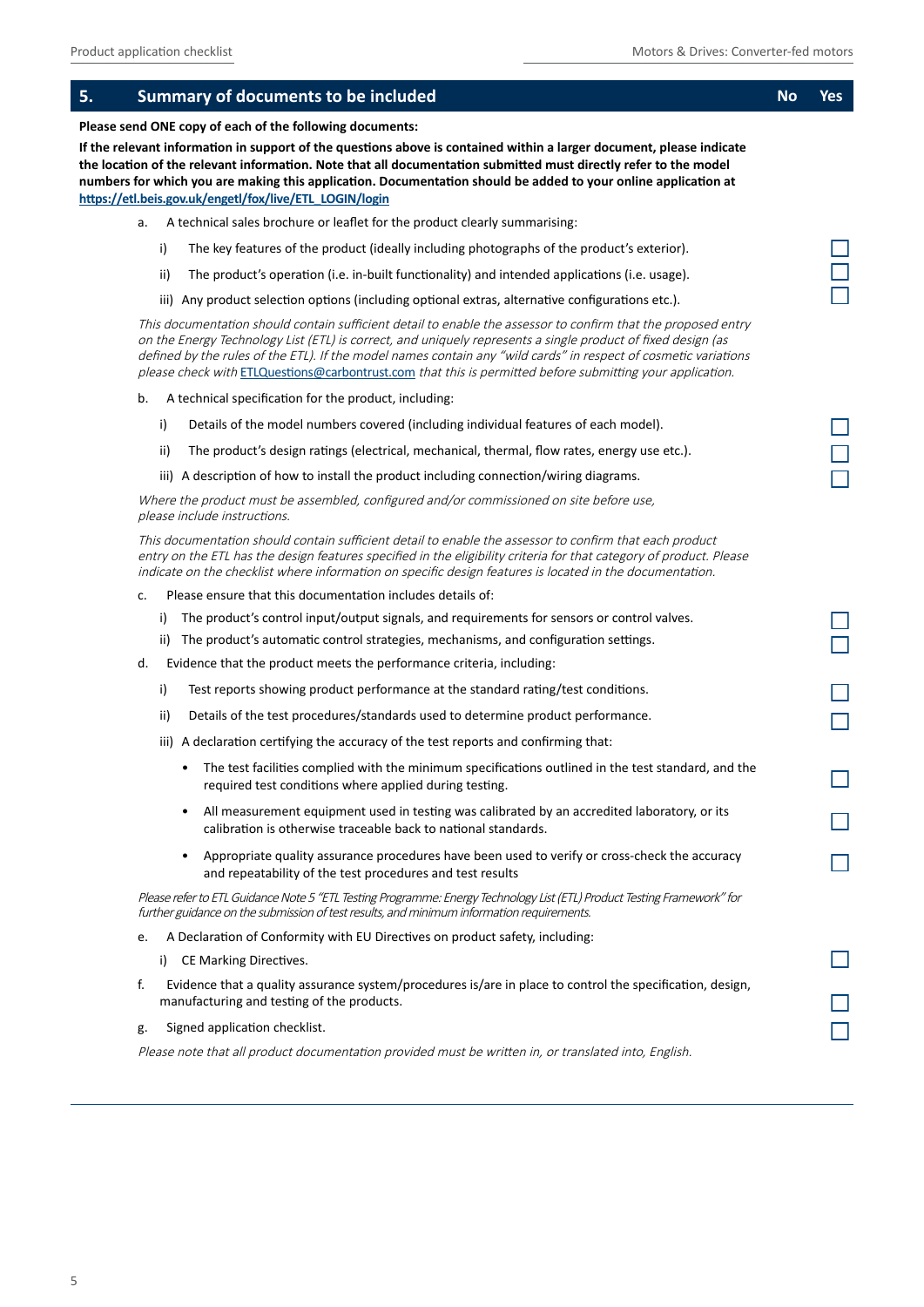## 5. Summary of documents to be included

No | Yes

**Please send ONE copy of each of the following documents:**

**If the relevant information in support of the questions above is contained within a larger document, please indicate the location of the relevant information. Note that all documentation submitted must directly refer to the model numbers for which you are making this application. Documentation should be added to your online application at [https://etl.beis.gov.uk/engetl/fox/live/ETL_LOGIN/login](https://etl.beis.gov.uk/engetl/fox/live/ETL_LOGIN/login)**

a. A technical sales brochure or leaflet for the product clearly summarising:

   i) The key features of the product (ideally including photographs of the product's exterior). ☐

   ii) The product's operation (i.e. in-built functionality) and intended applications (i.e. usage). ☐

   iii) Any product selection options (including optional extras, alternative configurations etc.). ☐

*This documentation should contain sufficient detail to enable the assessor to confirm that the proposed entry on the Energy Technology List (ETL) is correct, and uniquely represents a single product of fixed design (as defined by the rules of the ETL). If the model names contain any "wild cards" in respect of cosmetic variations please check with [ETLQuestions@carbontrust.com](mailto:ETLQuestions@carbontrust.com) that this is permitted before submitting your application.*

b. A technical specification for the product, including:

   i) Details of the model numbers covered (including individual features of each model). ☐

   ii) The product's design ratings (electrical, mechanical, thermal, flow rates, energy use etc.). ☐

   iii) A description of how to install the product including connection/wiring diagrams. ☐

*Where the product must be assembled, configured and/or commissioned on site before use, please include instructions.*

*This documentation should contain sufficient detail to enable the assessor to confirm that each product entry on the ETL has the design features specified in the eligibility criteria for that category of product. Please indicate on the checklist where information on specific design features is located in the documentation.*

c. Please ensure that this documentation includes details of:

   i) The product's control input/output signals, and requirements for sensors or control valves. ☐

   ii) The product's automatic control strategies, mechanisms, and configuration settings. ☐

d. Evidence that the product meets the performance criteria, including:

   i) Test reports showing product performance at the standard rating/test conditions. ☐

   ii) Details of the test procedures/standards used to determine product performance. ☐

   iii) A declaration certifying the accuracy of the test reports and confirming that:

   - The test facilities complied with the minimum specifications outlined in the test standard, and the required test conditions where applied during testing. ☐
   - All measurement equipment used in testing was calibrated by an accredited laboratory, or its calibration is otherwise traceable back to national standards. ☐
   - Appropriate quality assurance procedures have been used to verify or cross-check the accuracy and repeatability of the test procedures and test results ☐

*Please refer to ETL Guidance Note 5 "ETL Testing Programme: Energy Technology List (ETL) Product Testing Framework" for further guidance on the submission of test results, and minimum information requirements.*

e. A Declaration of Conformity with EU Directives on product safety, including:

   i) CE Marking Directives. ☐

f. Evidence that a quality assurance system/procedures is/are in place to control the specification, design, manufacturing and testing of the products. ☐

g. Signed application checklist. ☐

*Please note that all product documentation provided must be written in, or translated into, English.*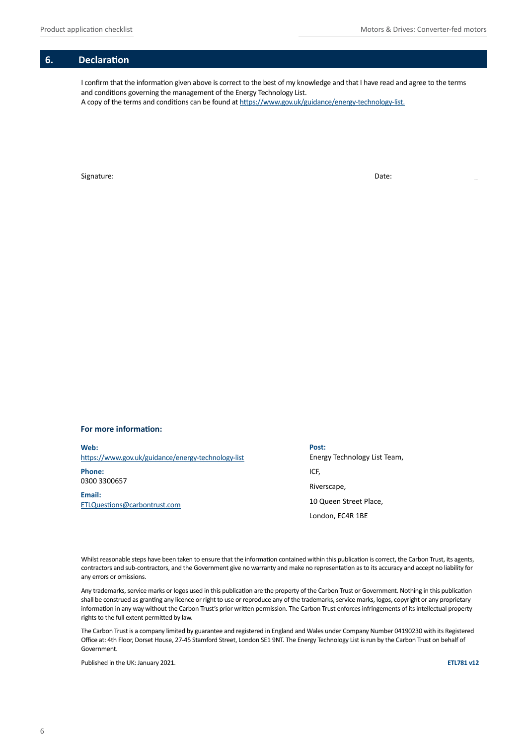## 6. Declaration

I confirm that the information given above is correct to the best of my knowledge and that I have read and agree to the terms and conditions governing the management of the Energy Technology List.
A copy of the terms and conditions can be found at https://www.gov.uk/guidance/energy-technology-list.

Signature: Date:

### For more information:

**Web:**
https://www.gov.uk/guidance/energy-technology-list

**Phone:**
0300 3300657

**Email:**
ETLQuestions@carbontrust.com

**Post:**
Energy Technology List Team,

ICF,

Riverscape,

10 Queen Street Place,

London, EC4R 1BE

Whilst reasonable steps have been taken to ensure that the information contained within this publication is correct, the Carbon Trust, its agents, contractors and sub-contractors, and the Government give no warranty and make no representation as to its accuracy and accept no liability for any errors or omissions.

Any trademarks, service marks or logos used in this publication are the property of the Carbon Trust or Government. Nothing in this publication shall be construed as granting any licence or right to use or reproduce any of the trademarks, service marks, logos, copyright or any proprietary information in any way without the Carbon Trust's prior written permission. The Carbon Trust enforces infringements of its intellectual property rights to the full extent permitted by law.

The Carbon Trust is a company limited by guarantee and registered in England and Wales under Company Number 04190230 with its Registered Office at: 4th Floor, Dorset House, 27-45 Stamford Street, London SE1 9NT. The Energy Technology List is run by the Carbon Trust on behalf of Government.

Published in the UK: January 2021.

**ETL781 v12**